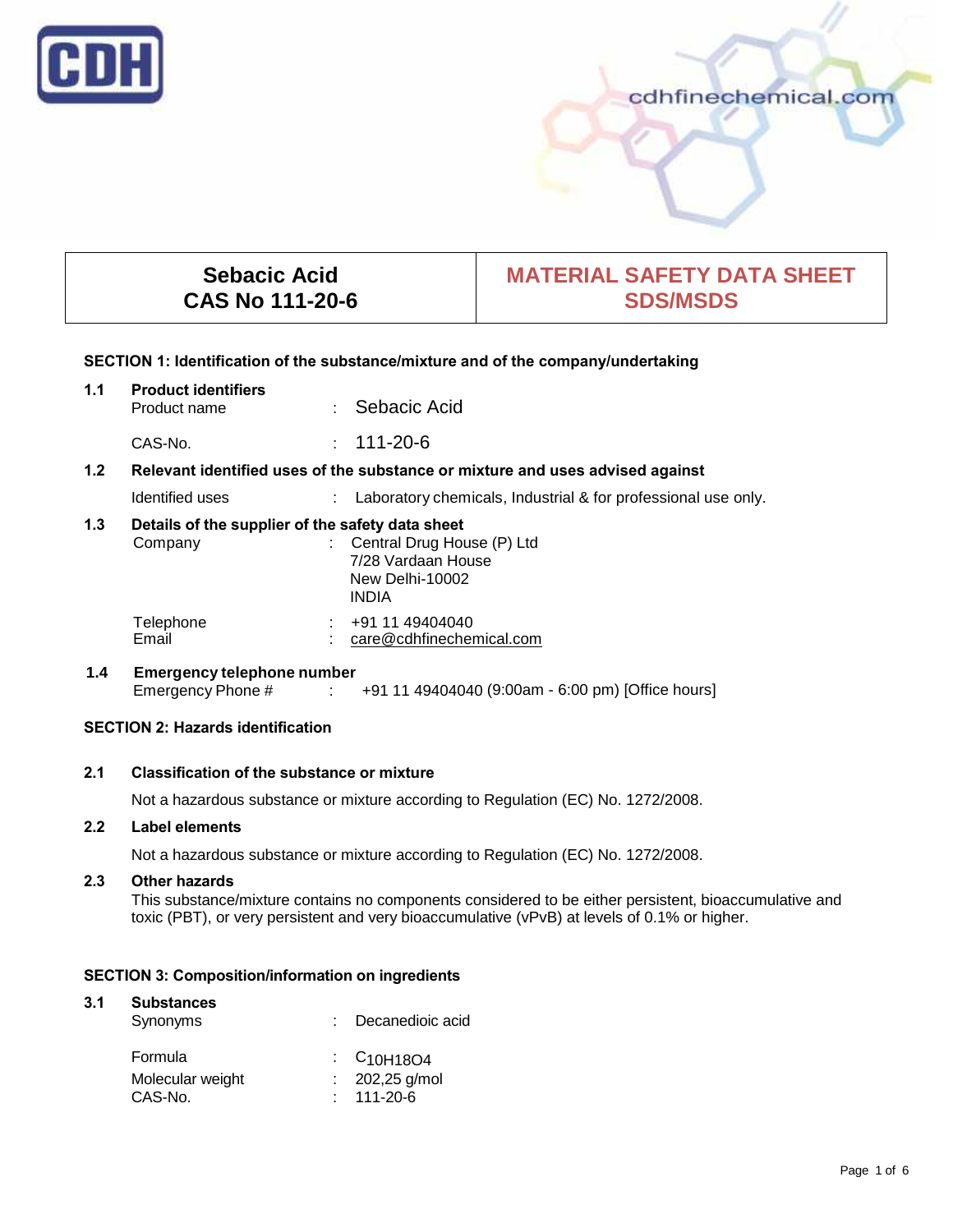cdhfinechemical.com

| Sebacic Acid CAS No 111-20-6 | MATERIAL SAFETY DATA SHEET SDS/MSDS |
|---|---|

## SECTION 1: Identification of the substance/mixture and of the company/undertaking

**1.1 Product identifiers**

Product name : Sebacic Acid

CAS-No. : 111-20-6

**1.2 Relevant identified uses of the substance or mixture and uses advised against**

Identified uses : Laboratory chemicals, Industrial & for professional use only.

**1.3 Details of the supplier of the safety data sheet**

Company : Central Drug House (P) Ltd
7/28 Vardaan House
New Delhi-10002
INDIA

Telephone : +91 11 49404040
Email : care@cdhfinechemical.com

**1.4 Emergency telephone number**

Emergency Phone # : +91 11 49404040 (9:00am - 6:00 pm) [Office hours]

## SECTION 2: Hazards identification

**2.1 Classification of the substance or mixture**

Not a hazardous substance or mixture according to Regulation (EC) No. 1272/2008.

**2.2 Label elements**

Not a hazardous substance or mixture according to Regulation (EC) No. 1272/2008.

**2.3 Other hazards**

This substance/mixture contains no components considered to be either persistent, bioaccumulative and toxic (PBT), or very persistent and very bioaccumulative (vPvB) at levels of 0.1% or higher.

## SECTION 3: Composition/information on ingredients

**3.1 Substances**

Synonyms : Decanedioic acid

Formula : $C_{10}H_{18}O_4$

Molecular weight : 202,25 g/mol

CAS-No. : 111-20-6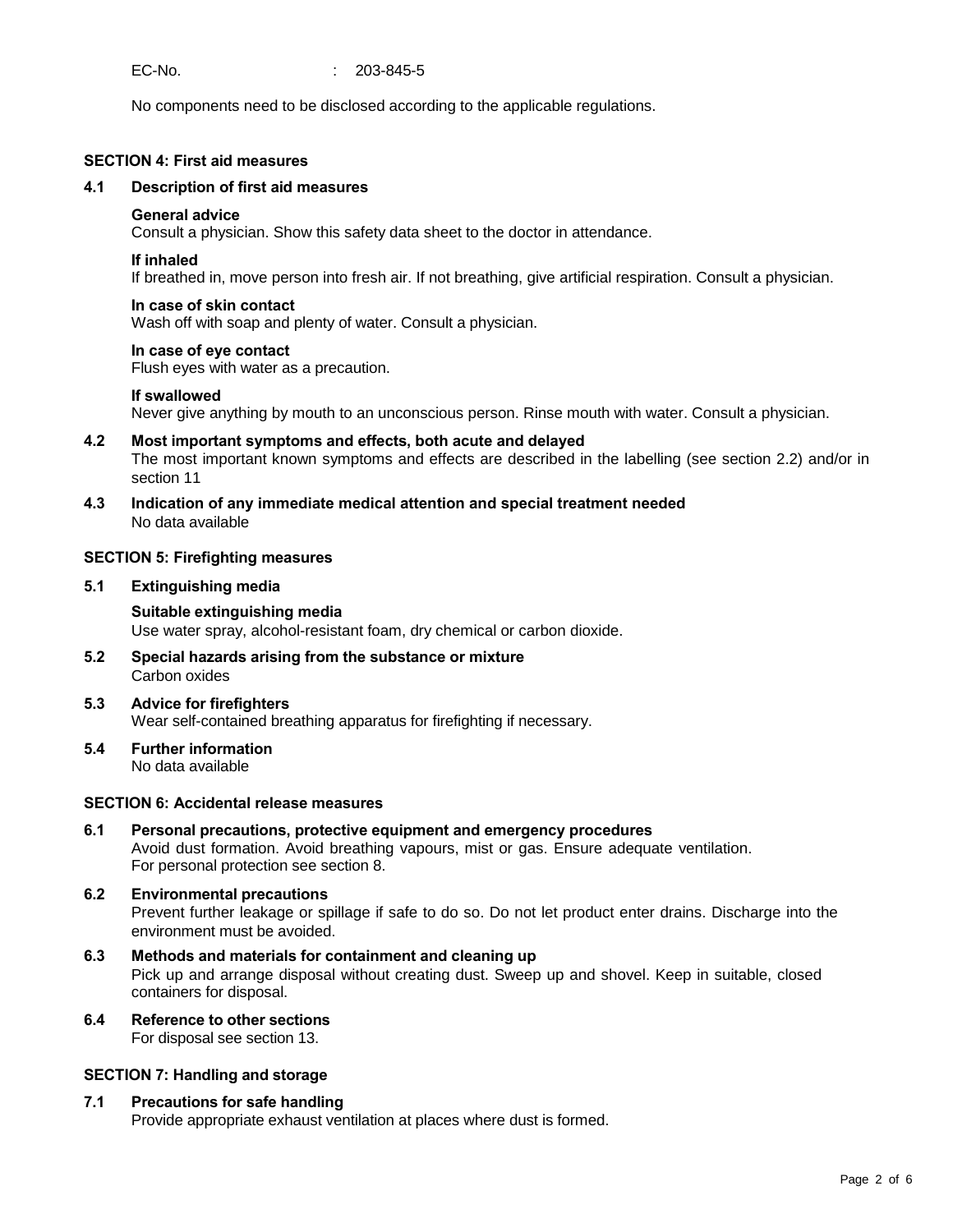EC-No. : 203-845-5

No components need to be disclosed according to the applicable regulations.

## SECTION 4: First aid measures

### 4.1 Description of first aid measures

**General advice**
Consult a physician. Show this safety data sheet to the doctor in attendance.

**If inhaled**
If breathed in, move person into fresh air. If not breathing, give artificial respiration. Consult a physician.

**In case of skin contact**
Wash off with soap and plenty of water. Consult a physician.

**In case of eye contact**
Flush eyes with water as a precaution.

**If swallowed**
Never give anything by mouth to an unconscious person. Rinse mouth with water. Consult a physician.

### 4.2 Most important symptoms and effects, both acute and delayed

The most important known symptoms and effects are described in the labelling (see section 2.2) and/or in section 11

### 4.3 Indication of any immediate medical attention and special treatment needed

No data available

## SECTION 5: Firefighting measures

### 5.1 Extinguishing media

**Suitable extinguishing media**
Use water spray, alcohol-resistant foam, dry chemical or carbon dioxide.

### 5.2 Special hazards arising from the substance or mixture

Carbon oxides

### 5.3 Advice for firefighters

Wear self-contained breathing apparatus for firefighting if necessary.

### 5.4 Further information

No data available

## SECTION 6: Accidental release measures

### 6.1 Personal precautions, protective equipment and emergency procedures

Avoid dust formation. Avoid breathing vapours, mist or gas. Ensure adequate ventilation.
For personal protection see section 8.

### 6.2 Environmental precautions

Prevent further leakage or spillage if safe to do so. Do not let product enter drains. Discharge into the environment must be avoided.

### 6.3 Methods and materials for containment and cleaning up

Pick up and arrange disposal without creating dust. Sweep up and shovel. Keep in suitable, closed containers for disposal.

### 6.4 Reference to other sections

For disposal see section 13.

## SECTION 7: Handling and storage

### 7.1 Precautions for safe handling

Provide appropriate exhaust ventilation at places where dust is formed.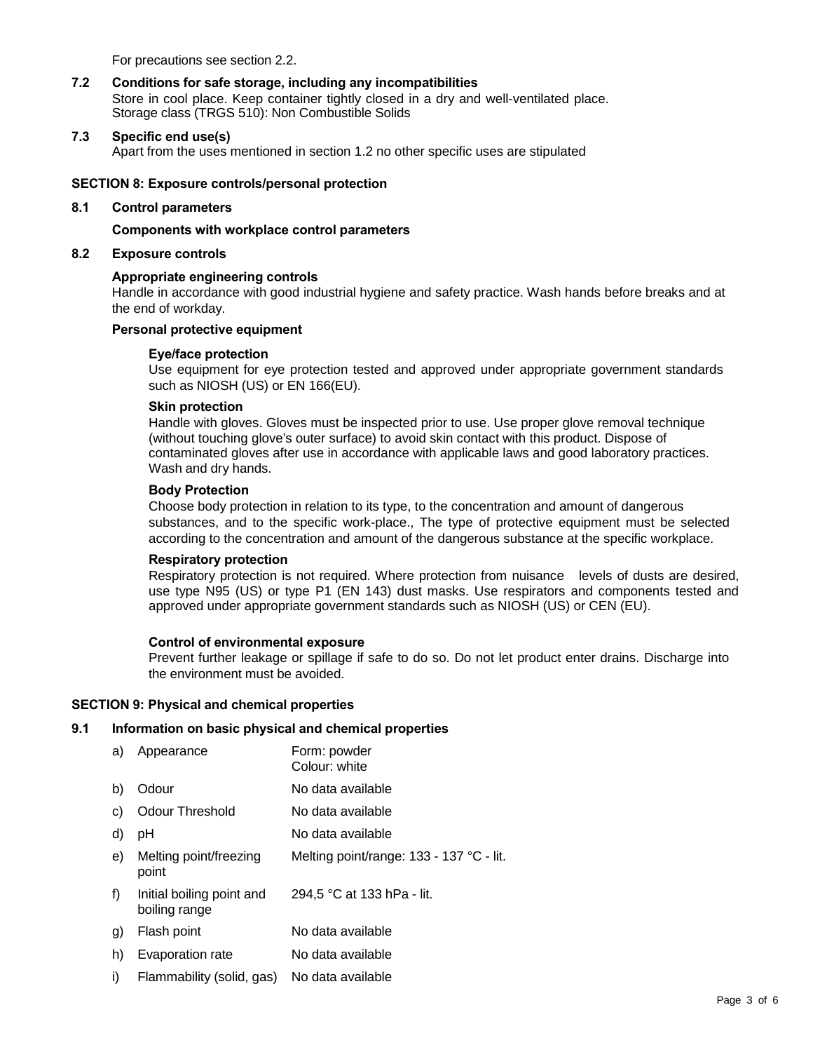For precautions see section 2.2.

### 7.2 Conditions for safe storage, including any incompatibilities

Store in cool place. Keep container tightly closed in a dry and well-ventilated place.
Storage class (TRGS 510): Non Combustible Solids

### 7.3 Specific end use(s)

Apart from the uses mentioned in section 1.2 no other specific uses are stipulated

## SECTION 8: Exposure controls/personal protection

### 8.1 Control parameters

**Components with workplace control parameters**

### 8.2 Exposure controls

**Appropriate engineering controls**

Handle in accordance with good industrial hygiene and safety practice. Wash hands before breaks and at the end of workday.

**Personal protective equipment**

**Eye/face protection**

Use equipment for eye protection tested and approved under appropriate government standards such as NIOSH (US) or EN 166(EU).

**Skin protection**

Handle with gloves. Gloves must be inspected prior to use. Use proper glove removal technique (without touching glove's outer surface) to avoid skin contact with this product. Dispose of contaminated gloves after use in accordance with applicable laws and good laboratory practices. Wash and dry hands.

**Body Protection**

Choose body protection in relation to its type, to the concentration and amount of dangerous substances, and to the specific work-place., The type of protective equipment must be selected according to the concentration and amount of the dangerous substance at the specific workplace.

**Respiratory protection**

Respiratory protection is not required. Where protection from nuisance levels of dusts are desired, use type N95 (US) or type P1 (EN 143) dust masks. Use respirators and components tested and approved under appropriate government standards such as NIOSH (US) or CEN (EU).

**Control of environmental exposure**

Prevent further leakage or spillage if safe to do so. Do not let product enter drains. Discharge into the environment must be avoided.

## SECTION 9: Physical and chemical properties

### 9.1 Information on basic physical and chemical properties

| | Property | Value |
|---|---|---|
| a) | Appearance | Form: powder<br>Colour: white |
| b) | Odour | No data available |
| c) | Odour Threshold | No data available |
| d) | pH | No data available |
| e) | Melting point/freezing point | Melting point/range: 133 - 137 °C - lit. |
| f) | Initial boiling point and boiling range | 294,5 °C at 133 hPa - lit. |
| g) | Flash point | No data available |
| h) | Evaporation rate | No data available |
| i) | Flammability (solid, gas) | No data available |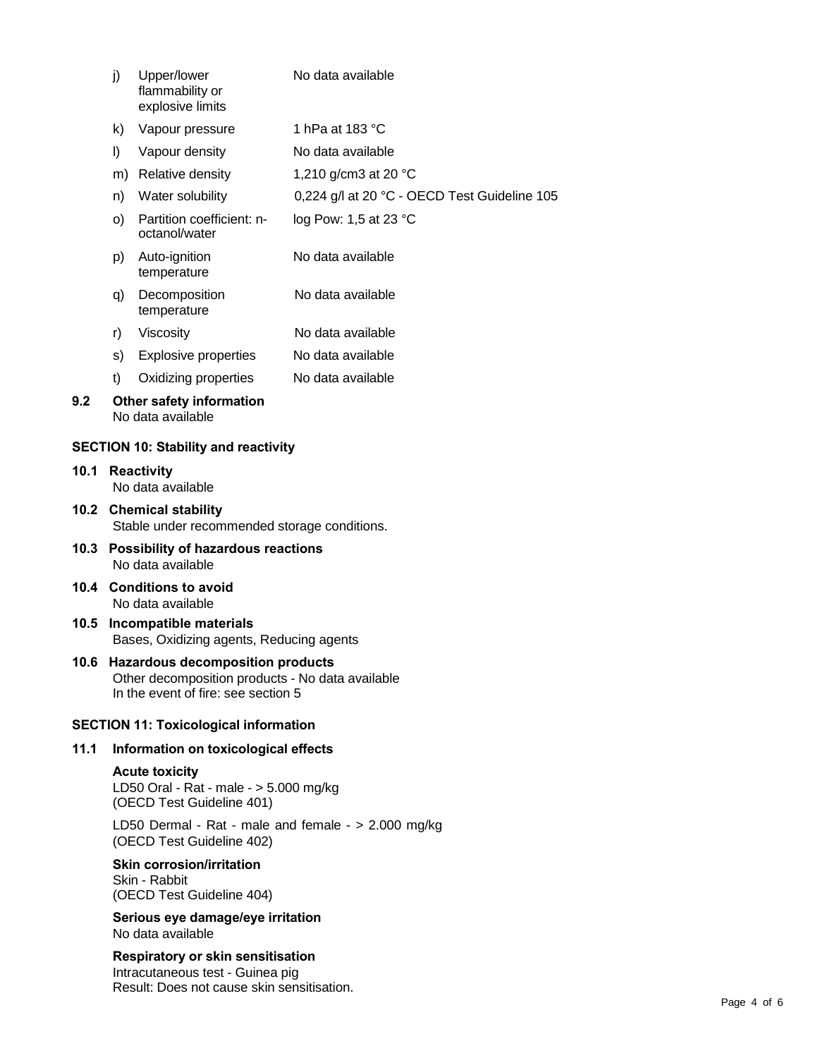| | | |
|---|---|---|
| j) | Upper/lower flammability or explosive limits | No data available |
| k) | Vapour pressure | 1 hPa at 183 °C |
| l) | Vapour density | No data available |
| m) | Relative density | 1,210 g/cm3 at 20 °C |
| n) | Water solubility | 0,224 g/l at 20 °C - OECD Test Guideline 105 |
| o) | Partition coefficient: n-octanol/water | log Pow: 1,5 at 23 °C |
| p) | Auto-ignition temperature | No data available |
| q) | Decomposition temperature | No data available |
| r) | Viscosity | No data available |
| s) | Explosive properties | No data available |
| t) | Oxidizing properties | No data available |

### 9.2 Other safety information

No data available

## SECTION 10: Stability and reactivity

### 10.1 Reactivity

No data available

### 10.2 Chemical stability

Stable under recommended storage conditions.

### 10.3 Possibility of hazardous reactions

No data available

### 10.4 Conditions to avoid

No data available

### 10.5 Incompatible materials

Bases, Oxidizing agents, Reducing agents

### 10.6 Hazardous decomposition products

Other decomposition products - No data available
In the event of fire: see section 5

## SECTION 11: Toxicological information

### 11.1 Information on toxicological effects

**Acute toxicity**

LD50 Oral - Rat - male - > 5.000 mg/kg
(OECD Test Guideline 401)

LD50 Dermal - Rat - male and female - > 2.000 mg/kg
(OECD Test Guideline 402)

**Skin corrosion/irritation**

Skin - Rabbit
(OECD Test Guideline 404)

**Serious eye damage/eye irritation**

No data available

**Respiratory or skin sensitisation**

Intracutaneous test - Guinea pig
Result: Does not cause skin sensitisation.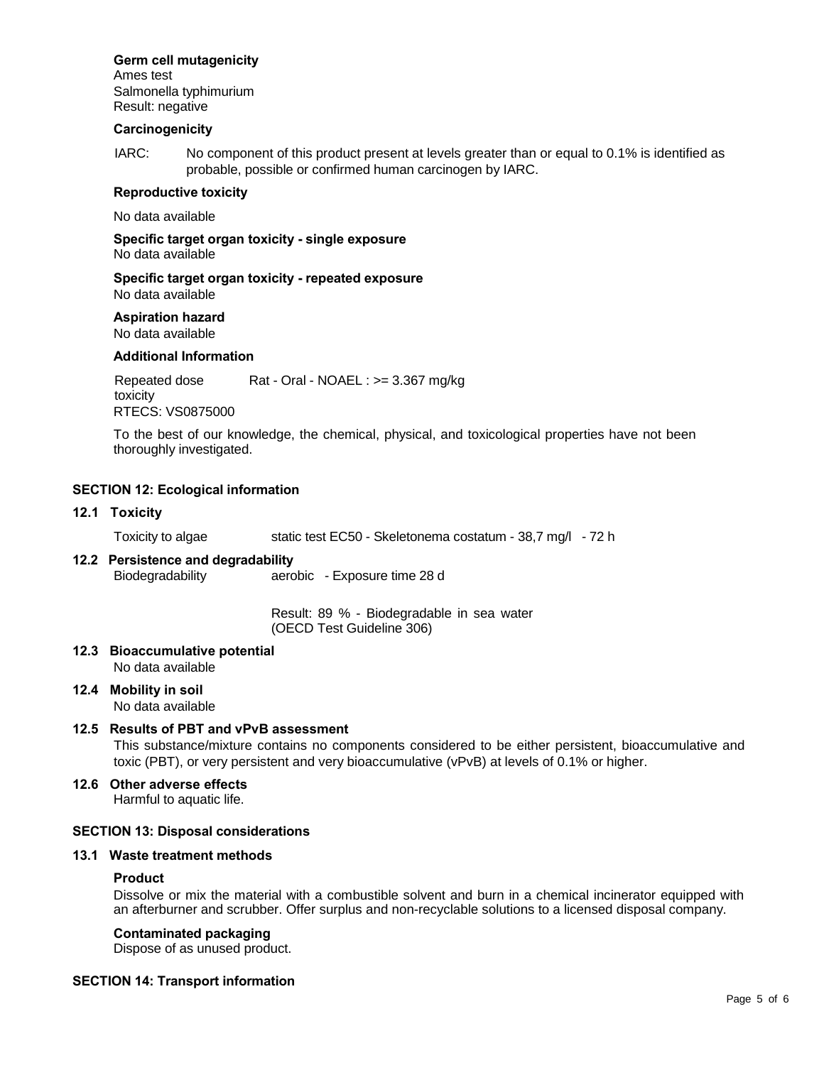**Germ cell mutagenicity**

Ames test
Salmonella typhimurium
Result: negative

**Carcinogenicity**

IARC: No component of this product present at levels greater than or equal to 0.1% is identified as probable, possible or confirmed human carcinogen by IARC.

**Reproductive toxicity**

No data available

**Specific target organ toxicity - single exposure**

No data available

**Specific target organ toxicity - repeated exposure**

No data available

**Aspiration hazard**

No data available

**Additional Information**

Repeated dose toxicity: Rat - Oral - NOAEL : >= 3.367 mg/kg

RTECS: VS0875000

To the best of our knowledge, the chemical, physical, and toxicological properties have not been thoroughly investigated.

## SECTION 12: Ecological information

### 12.1 Toxicity

Toxicity to algae: static test EC50 - Skeletonema costatum - 38,7 mg/l - 72 h

### 12.2 Persistence and degradability

Biodegradability: aerobic - Exposure time 28 d

Result: 89 % - Biodegradable in sea water
(OECD Test Guideline 306)

### 12.3 Bioaccumulative potential

No data available

### 12.4 Mobility in soil

No data available

### 12.5 Results of PBT and vPvB assessment

This substance/mixture contains no components considered to be either persistent, bioaccumulative and toxic (PBT), or very persistent and very bioaccumulative (vPvB) at levels of 0.1% or higher.

### 12.6 Other adverse effects

Harmful to aquatic life.

## SECTION 13: Disposal considerations

### 13.1 Waste treatment methods

**Product**

Dissolve or mix the material with a combustible solvent and burn in a chemical incinerator equipped with an afterburner and scrubber. Offer surplus and non-recyclable solutions to a licensed disposal company.

**Contaminated packaging**

Dispose of as unused product.

## SECTION 14: Transport information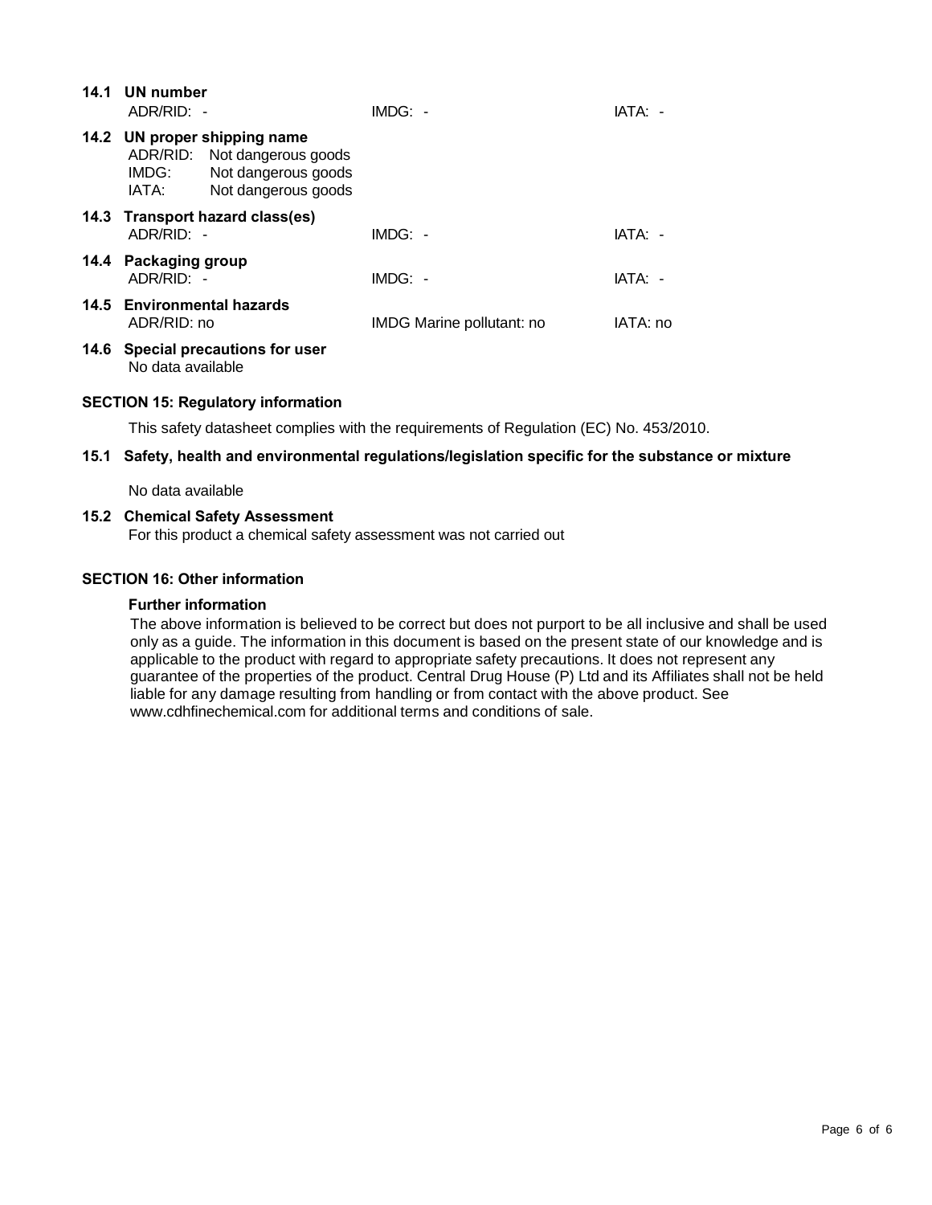**14.1 UN number**

| | | |
|---|---|---|
| ADR/RID: - | IMDG: - | IATA: - |

**14.2 UN proper shipping name**

ADR/RID: Not dangerous goods
IMDG: Not dangerous goods
IATA: Not dangerous goods

**14.3 Transport hazard class(es)**

| | | |
|---|---|---|
| ADR/RID: - | IMDG: - | IATA: - |

**14.4 Packaging group**

| | | |
|---|---|---|
| ADR/RID: - | IMDG: - | IATA: - |

**14.5 Environmental hazards**

| | | |
|---|---|---|
| ADR/RID: no | IMDG Marine pollutant: no | IATA: no |

**14.6 Special precautions for user**

No data available

## SECTION 15: Regulatory information

This safety datasheet complies with the requirements of Regulation (EC) No. 453/2010.

**15.1 Safety, health and environmental regulations/legislation specific for the substance or mixture**

No data available

**15.2 Chemical Safety Assessment**

For this product a chemical safety assessment was not carried out

## SECTION 16: Other information

**Further information**

The above information is believed to be correct but does not purport to be all inclusive and shall be used only as a guide. The information in this document is based on the present state of our knowledge and is applicable to the product with regard to appropriate safety precautions. It does not represent any guarantee of the properties of the product. Central Drug House (P) Ltd and its Affiliates shall not be held liable for any damage resulting from handling or from contact with the above product. See www.cdhfinechemical.com for additional terms and conditions of sale.